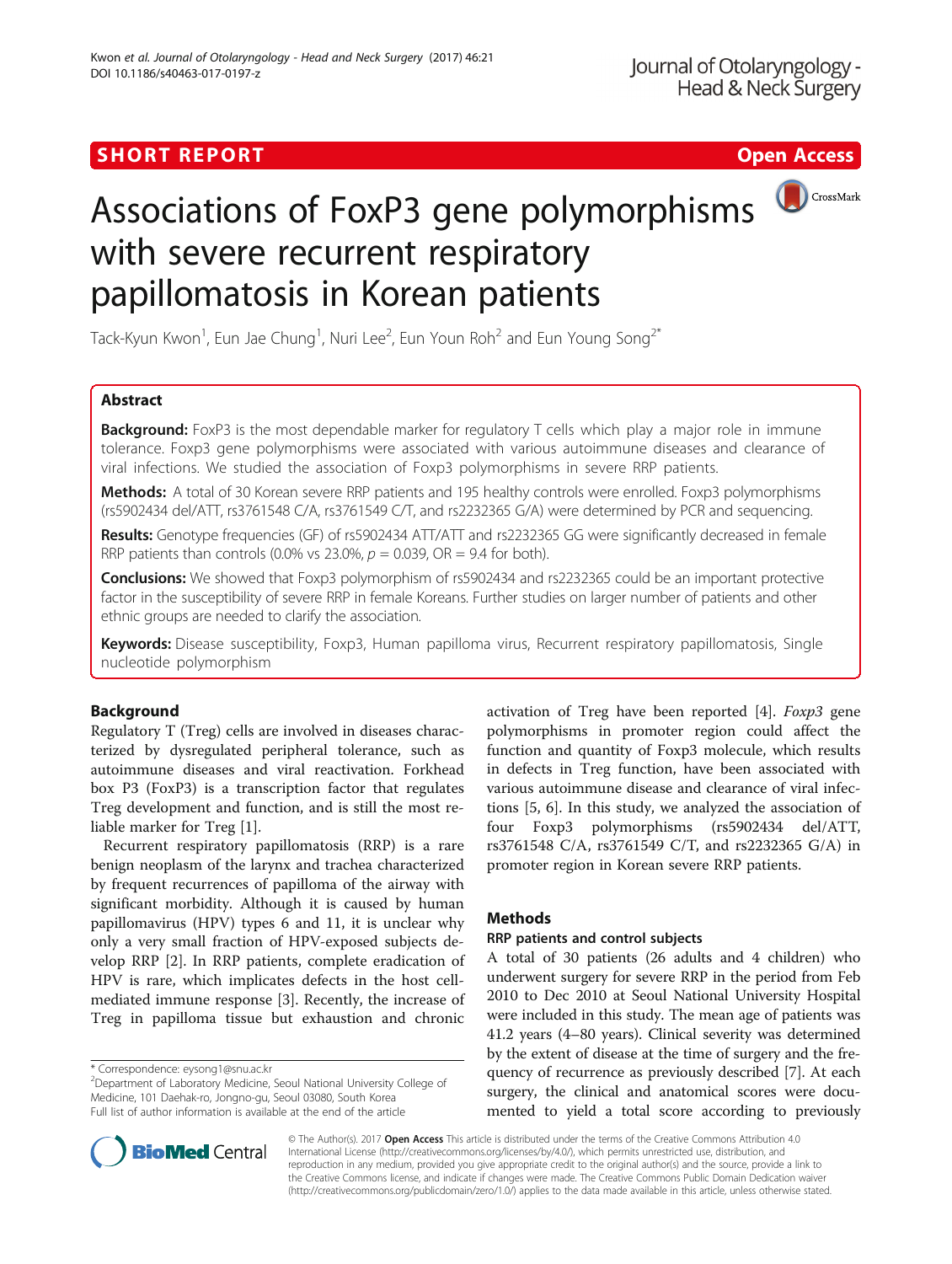SHORT REPORT

Open Access

# Associations of FoxP3 gene polymorphisms with severe recurrent respiratory papillomatosis in Korean patients

Tack-Kyun Kwon[1], Eun Jae Chung[1], Nuri Lee[2], Eun Youn Roh[2] and Eun Young Song[2*]

## Abstract

**Background:** FoxP3 is the most dependable marker for regulatory T cells which play a major role in immune tolerance. Foxp3 gene polymorphisms were associated with various autoimmune diseases and clearance of viral infections. We studied the association of Foxp3 polymorphisms in severe RRP patients.

**Methods:** A total of 30 Korean severe RRP patients and 195 healthy controls were enrolled. Foxp3 polymorphisms (rs5902434 del/ATT, rs3761548 C/A, rs3761549 C/T, and rs2232365 G/A) were determined by PCR and sequencing.

**Results:** Genotype frequencies (GF) of rs5902434 ATT/ATT and rs2232365 GG were significantly decreased in female RRP patients than controls (0.0% vs 23.0%, $p = 0.039$, OR = 9.4 for both).

**Conclusions:** We showed that Foxp3 polymorphism of rs5902434 and rs2232365 could be an important protective factor in the susceptibility of severe RRP in female Koreans. Further studies on larger number of patients and other ethnic groups are needed to clarify the association.

**Keywords:** Disease susceptibility, Foxp3, Human papilloma virus, Recurrent respiratory papillomatosis, Single nucleotide polymorphism

## Background

Regulatory T (Treg) cells are involved in diseases characterized by dysregulated peripheral tolerance, such as autoimmune diseases and viral reactivation. Forkhead box P3 (FoxP3) is a transcription factor that regulates Treg development and function, and is still the most reliable marker for Treg [1].

Recurrent respiratory papillomatosis (RRP) is a rare benign neoplasm of the larynx and trachea characterized by frequent recurrences of papilloma of the airway with significant morbidity. Although it is caused by human papillomavirus (HPV) types 6 and 11, it is unclear why only a very small fraction of HPV-exposed subjects develop RRP [2]. In RRP patients, complete eradication of HPV is rare, which implicates defects in the host cell-mediated immune response [3]. Recently, the increase of Treg in papilloma tissue but exhaustion and chronic activation of Treg have been reported [4]. *Foxp3* gene polymorphisms in promoter region could affect the function and quantity of Foxp3 molecule, which results in defects in Treg function, have been associated with various autoimmune disease and clearance of viral infections [5, 6]. In this study, we analyzed the association of four Foxp3 polymorphisms (rs5902434 del/ATT, rs3761548 C/A, rs3761549 C/T, and rs2232365 G/A) in promoter region in Korean severe RRP patients.

## Methods

### RRP patients and control subjects

A total of 30 patients (26 adults and 4 children) who underwent surgery for severe RRP in the period from Feb 2010 to Dec 2010 at Seoul National University Hospital were included in this study. The mean age of patients was 41.2 years (4–80 years). Clinical severity was determined by the extent of disease at the time of surgery and the frequency of recurrence as previously described [7]. At each surgery, the clinical and anatomical scores were documented to yield a total score according to previously

* Correspondence: eysong1@snu.ac.kr
[2]Department of Laboratory Medicine, Seoul National University College of Medicine, 101 Daehak-ro, Jongno-gu, Seoul 03080, South Korea
Full list of author information is available at the end of the article

© The Author(s). 2017 **Open Access** This article is distributed under the terms of the Creative Commons Attribution 4.0 International License (http://creativecommons.org/licenses/by/4.0/), which permits unrestricted use, distribution, and reproduction in any medium, provided you give appropriate credit to the original author(s) and the source, provide a link to the Creative Commons license, and indicate if changes were made. The Creative Commons Public Domain Dedication waiver (http://creativecommons.org/publicdomain/zero/1.0/) applies to the data made available in this article, unless otherwise stated.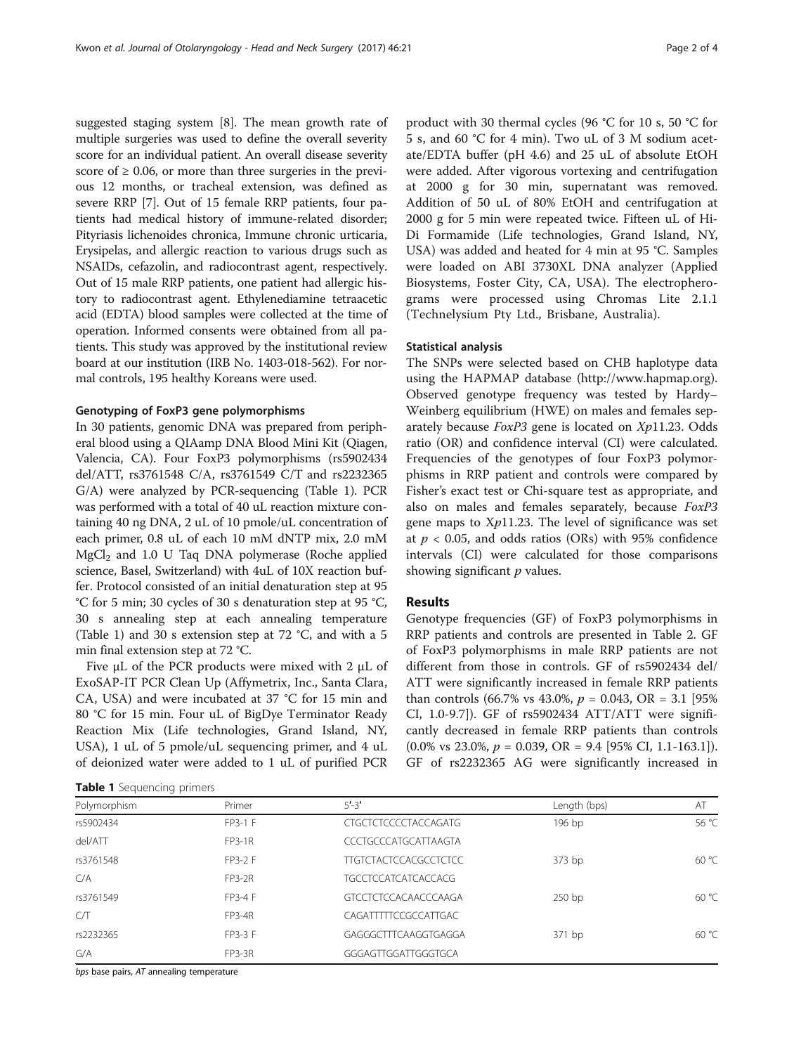suggested staging system [8]. The mean growth rate of multiple surgeries was used to define the overall severity score for an individual patient. An overall disease severity score of ≥ 0.06, or more than three surgeries in the previous 12 months, or tracheal extension, was defined as severe RRP [7]. Out of 15 female RRP patients, four patients had medical history of immune-related disorder; Pityriasis lichenoides chronica, Immune chronic urticaria, Erysipelas, and allergic reaction to various drugs such as NSAIDs, cefazolin, and radiocontrast agent, respectively. Out of 15 male RRP patients, one patient had allergic history to radiocontrast agent. Ethylenediamine tetraacetic acid (EDTA) blood samples were collected at the time of operation. Informed consents were obtained from all patients. This study was approved by the institutional review board at our institution (IRB No. 1403-018-562). For normal controls, 195 healthy Koreans were used.

### Genotyping of FoxP3 gene polymorphisms

In 30 patients, genomic DNA was prepared from peripheral blood using a QIAamp DNA Blood Mini Kit (Qiagen, Valencia, CA). Four FoxP3 polymorphisms (rs5902434 del/ATT, rs3761548 C/A, rs3761549 C/T and rs2232365 G/A) were analyzed by PCR-sequencing (Table 1). PCR was performed with a total of 40 uL reaction mixture containing 40 ng DNA, 2 uL of 10 pmole/uL concentration of each primer, 0.8 uL of each 10 mM dNTP mix, 2.0 mM $MgCl_2$ and 1.0 U Taq DNA polymerase (Roche applied science, Basel, Switzerland) with 4uL of 10X reaction buffer. Protocol consisted of an initial denaturation step at 95 °C for 5 min; 30 cycles of 30 s denaturation step at 95 °C, 30 s annealing step at each annealing temperature (Table 1) and 30 s extension step at 72 °C, and with a 5 min final extension step at 72 °C.

Five μL of the PCR products were mixed with 2 μL of ExoSAP-IT PCR Clean Up (Affymetrix, Inc., Santa Clara, CA, USA) and were incubated at 37 °C for 15 min and 80 °C for 15 min. Four uL of BigDye Terminator Ready Reaction Mix (Life technologies, Grand Island, NY, USA), 1 uL of 5 pmole/uL sequencing primer, and 4 uL of deionized water were added to 1 uL of purified PCR product with 30 thermal cycles (96 °C for 10 s, 50 °C for 5 s, and 60 °C for 4 min). Two uL of 3 M sodium acetate/EDTA buffer (pH 4.6) and 25 uL of absolute EtOH were added. After vigorous vortexing and centrifugation at 2000 g for 30 min, supernatant was removed. Addition of 50 uL of 80% EtOH and centrifugation at 2000 g for 5 min were repeated twice. Fifteen uL of Hi-Di Formamide (Life technologies, Grand Island, NY, USA) was added and heated for 4 min at 95 °C. Samples were loaded on ABI 3730XL DNA analyzer (Applied Biosystems, Foster City, CA, USA). The electropherograms were processed using Chromas Lite 2.1.1 (Technelysium Pty Ltd., Brisbane, Australia).

### Statistical analysis

The SNPs were selected based on CHB haplotype data using the HAPMAP database (http://www.hapmap.org). Observed genotype frequency was tested by Hardy–Weinberg equilibrium (HWE) on males and females separately because *FoxP3* gene is located on *Xp*11.23. Odds ratio (OR) and confidence interval (CI) were calculated. Frequencies of the genotypes of four FoxP3 polymorphisms in RRP patient and controls were compared by Fisher's exact test or Chi-square test as appropriate, and also on males and females separately, because *FoxP3* gene maps to X*p*11.23. The level of significance was set at $p < 0.05$, and odds ratios (ORs) with 95% confidence intervals (CI) were calculated for those comparisons showing significant *p* values.

## Results

Genotype frequencies (GF) of FoxP3 polymorphisms in RRP patients and controls are presented in Table 2. GF of FoxP3 polymorphisms in male RRP patients are not different from those in controls. GF of rs5902434 del/ATT were significantly increased in female RRP patients than controls (66.7% vs 43.0%, $p = 0.043$, OR = 3.1 [95% CI, 1.0-9.7]). GF of rs5902434 ATT/ATT were significantly decreased in female RRP patients than controls (0.0% vs 23.0%, $p = 0.039$, OR = 9.4 [95% CI, 1.1-163.1]). GF of rs2232365 AG were significantly increased in

**Table 1** Sequencing primers

| Polymorphism | Primer | 5′-3′ | Length (bps) | AT |
|---|---|---|---|---|
| rs5902434 | FP3-1 F | CTGCTCTCCCCTACCAGATG | 196 bp | 56 °C |
| del/ATT | FP3-1R | CCCTGCCCATGCATTAAGTA | | |
| rs3761548 | FP3-2 F | TTGTCTACTCCACGCCTCTCC | 373 bp | 60 °C |
| C/A | FP3-2R | TGCCTCCATCATCACCACG | | |
| rs3761549 | FP3-4 F | GTCCTCTCCACAACCCAAGA | 250 bp | 60 °C |
| C/T | FP3-4R | CAGATTTTTCCGCCATTGAC | | |
| rs2232365 | FP3-3 F | GAGGGCTTTCAAGGTGAGGA | 371 bp | 60 °C |
| G/A | FP3-3R | GGGAGTTGGATTGGGTGCA | | |

*bps* base pairs, *AT* annealing temperature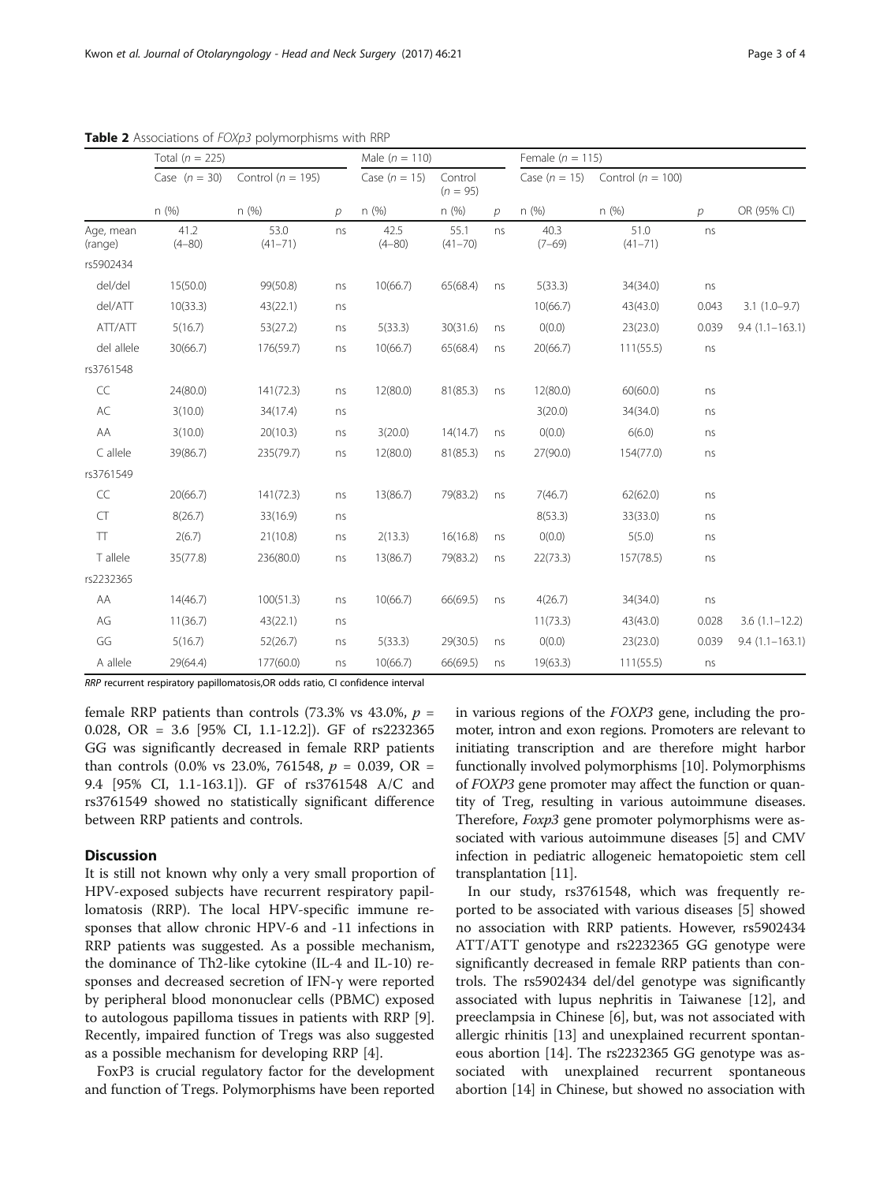**Table 2** Associations of *FOXp3* polymorphisms with RRP

| | Total (*n* = 225) | | | Male (*n* = 110) | | | Female (*n* = 115) | | | |
|---|---|---|---|---|---|---|---|---|---|---|
| | Case (*n* = 30) | Control (*n* = 195) | | Case (*n* = 15) | Control (*n* = 95) | | Case (*n* = 15) | Control (*n* = 100) | | |
| | n (%) | n (%) | *p* | n (%) | n (%) | *p* | n (%) | n (%) | *p* | OR (95% CI) |
| Age, mean (range) | 41.2 (4–80) | 53.0 (41–71) | ns | 42.5 (4–80) | 55.1 (41–70) | ns | 40.3 (7–69) | 51.0 (41–71) | ns | |
| rs5902434 | | | | | | | | | | |
| del/del | 15(50.0) | 99(50.8) | ns | 10(66.7) | 65(68.4) | ns | 5(33.3) | 34(34.0) | ns | |
| del/ATT | 10(33.3) | 43(22.1) | ns | | | | 10(66.7) | 43(43.0) | 0.043 | 3.1 (1.0–9.7) |
| ATT/ATT | 5(16.7) | 53(27.2) | ns | 5(33.3) | 30(31.6) | ns | 0(0.0) | 23(23.0) | 0.039 | 9.4 (1.1–163.1) |
| del allele | 30(66.7) | 176(59.7) | ns | 10(66.7) | 65(68.4) | ns | 20(66.7) | 111(55.5) | ns | |
| rs3761548 | | | | | | | | | | |
| CC | 24(80.0) | 141(72.3) | ns | 12(80.0) | 81(85.3) | ns | 12(80.0) | 60(60.0) | ns | |
| AC | 3(10.0) | 34(17.4) | ns | | | | 3(20.0) | 34(34.0) | ns | |
| AA | 3(10.0) | 20(10.3) | ns | 3(20.0) | 14(14.7) | ns | 0(0.0) | 6(6.0) | ns | |
| C allele | 39(86.7) | 235(79.7) | ns | 12(80.0) | 81(85.3) | ns | 27(90.0) | 154(77.0) | ns | |
| rs3761549 | | | | | | | | | | |
| CC | 20(66.7) | 141(72.3) | ns | 13(86.7) | 79(83.2) | ns | 7(46.7) | 62(62.0) | ns | |
| CT | 8(26.7) | 33(16.9) | ns | | | | 8(53.3) | 33(33.0) | ns | |
| TT | 2(6.7) | 21(10.8) | ns | 2(13.3) | 16(16.8) | ns | 0(0.0) | 5(5.0) | ns | |
| T allele | 35(77.8) | 236(80.0) | ns | 13(86.7) | 79(83.2) | ns | 22(73.3) | 157(78.5) | ns | |
| rs2232365 | | | | | | | | | | |
| AA | 14(46.7) | 100(51.3) | ns | 10(66.7) | 66(69.5) | ns | 4(26.7) | 34(34.0) | ns | |
| AG | 11(36.7) | 43(22.1) | ns | | | | 11(73.3) | 43(43.0) | 0.028 | 3.6 (1.1–12.2) |
| GG | 5(16.7) | 52(26.7) | ns | 5(33.3) | 29(30.5) | ns | 0(0.0) | 23(23.0) | 0.039 | 9.4 (1.1–163.1) |
| A allele | 29(64.4) | 177(60.0) | ns | 10(66.7) | 66(69.5) | ns | 19(63.3) | 111(55.5) | ns | |

*RRP* recurrent respiratory papillomatosis,*OR* odds ratio, *CI* confidence interval

female RRP patients than controls (73.3% vs 43.0%, $p$ = 0.028, OR = 3.6 [95% CI, 1.1-12.2]). GF of rs2232365 GG was significantly decreased in female RRP patients than controls (0.0% vs 23.0%, 761548, $p$ = 0.039, OR = 9.4 [95% CI, 1.1-163.1]). GF of rs3761548 A/C and rs3761549 showed no statistically significant difference between RRP patients and controls.

## Discussion

It is still not known why only a very small proportion of HPV-exposed subjects have recurrent respiratory papillomatosis (RRP). The local HPV-specific immune responses that allow chronic HPV-6 and -11 infections in RRP patients was suggested. As a possible mechanism, the dominance of Th2-like cytokine (IL-4 and IL-10) responses and decreased secretion of IFN-γ were reported by peripheral blood mononuclear cells (PBMC) exposed to autologous papilloma tissues in patients with RRP [9]. Recently, impaired function of Tregs was also suggested as a possible mechanism for developing RRP [4].

FoxP3 is crucial regulatory factor for the development and function of Tregs. Polymorphisms have been reported in various regions of the *FOXP3* gene, including the promoter, intron and exon regions. Promoters are relevant to initiating transcription and are therefore might harbor functionally involved polymorphisms [10]. Polymorphisms of *FOXP3* gene promoter may affect the function or quantity of Treg, resulting in various autoimmune diseases. Therefore, *Foxp3* gene promoter polymorphisms were associated with various autoimmune diseases [5] and CMV infection in pediatric allogeneic hematopoietic stem cell transplantation [11].

In our study, rs3761548, which was frequently reported to be associated with various diseases [5] showed no association with RRP patients. However, rs5902434 ATT/ATT genotype and rs2232365 GG genotype were significantly decreased in female RRP patients than controls. The rs5902434 del/del genotype was significantly associated with lupus nephritis in Taiwanese [12], and preeclampsia in Chinese [6], but, was not associated with allergic rhinitis [13] and unexplained recurrent spontaneous abortion [14]. The rs2232365 GG genotype was associated with unexplained recurrent spontaneous abortion [14] in Chinese, but showed no association with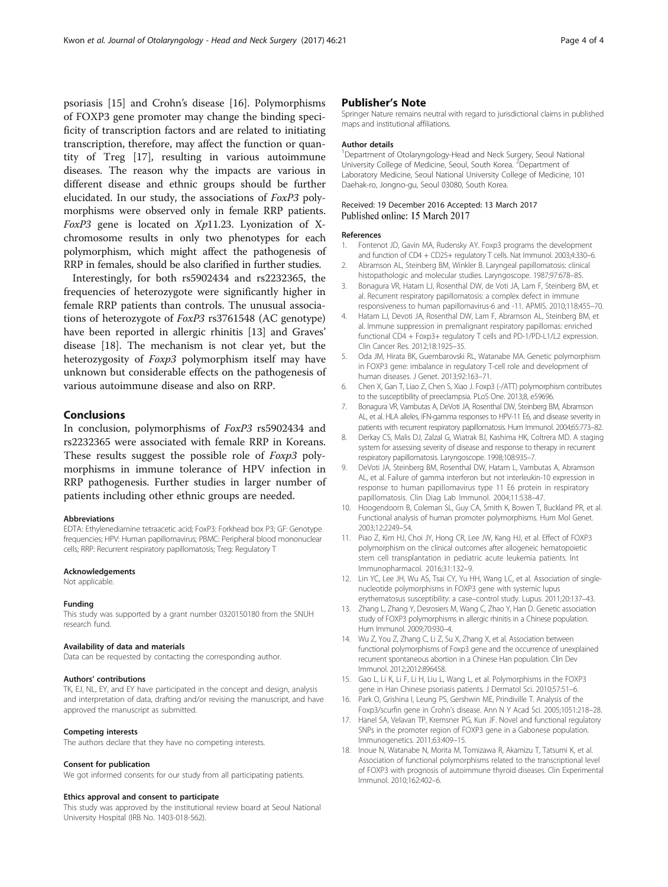psoriasis [15] and Crohn's disease [16]. Polymorphisms of FOXP3 gene promoter may change the binding specificity of transcription factors and are related to initiating transcription, therefore, may affect the function or quantity of Treg [17], resulting in various autoimmune diseases. The reason why the impacts are various in different disease and ethnic groups should be further elucidated. In our study, the associations of *FoxP3* polymorphisms were observed only in female RRP patients. *FoxP3* gene is located on *Xp*11.23. Lyonization of X-chromosome results in only two phenotypes for each polymorphism, which might affect the pathogenesis of RRP in females, should be also clarified in further studies.

Interestingly, for both rs5902434 and rs2232365, the frequencies of heterozygote were significantly higher in female RRP patients than controls. The unusual associations of heterozygote of *FoxP3* rs3761548 (AC genotype) have been reported in allergic rhinitis [13] and Graves' disease [18]. The mechanism is not clear yet, but the heterozygosity of *Foxp3* polymorphism itself may have unknown but considerable effects on the pathogenesis of various autoimmune disease and also on RRP.

## Conclusions

In conclusion, polymorphisms of *FoxP3* rs5902434 and rs2232365 were associated with female RRP in Koreans. These results suggest the possible role of *Foxp3* polymorphisms in immune tolerance of HPV infection in RRP pathogenesis. Further studies in larger number of patients including other ethnic groups are needed.

#### Abbreviations

EDTA: Ethylenediamine tetraacetic acid; FoxP3: Forkhead box P3; GF: Genotype frequencies; HPV: Human papillomavirus; PBMC: Peripheral blood mononuclear cells; RRP: Recurrent respiratory papillomatosis; Treg: Regulatory T

#### Acknowledgements

Not applicable.

#### Funding

This study was supported by a grant number 0320150180 from the SNUH research fund.

#### Availability of data and materials

Data can be requested by contacting the corresponding author.

#### Authors' contributions

TK, EJ, NL, EY, and EY have participated in the concept and design, analysis and interpretation of data, drafting and/or revising the manuscript, and have approved the manuscript as submitted.

#### Competing interests

The authors declare that they have no competing interests.

#### Consent for publication

We got informed consents for our study from all participating patients.

#### Ethics approval and consent to participate

This study was approved by the institutional review board at Seoul National University Hospital (IRB No. 1403-018-562).

## Publisher's Note

Springer Nature remains neutral with regard to jurisdictional claims in published maps and institutional affiliations.

#### Author details

[1]Department of Otolaryngology-Head and Neck Surgery, Seoul National University College of Medicine, Seoul, South Korea. [2]Department of Laboratory Medicine, Seoul National University College of Medicine, 101 Daehak-ro, Jongno-gu, Seoul 03080, South Korea.

Received: 19 December 2016 Accepted: 13 March 2017
Published online: 15 March 2017

#### References

1. Fontenot JD, Gavin MA, Rudensky AY. Foxp3 programs the development and function of CD4 + CD25+ regulatory T cells. Nat Immunol. 2003;4:330–6.
2. Abramson AL, Steinberg BM, Winkler B. Laryngeal papillomatosis: clinical histopathologic and molecular studies. Laryngoscope. 1987;97:678–85.
3. Bonagura VR, Hatam LJ, Rosenthal DW, de Voti JA, Lam F, Steinberg BM, et al. Recurrent respiratory papillomatosis: a complex defect in immune responsiveness to human papillomavirus-6 and -11. APMIS. 2010;118:455–70.
4. Hatam LJ, Devoti JA, Rosenthal DW, Lam F, Abramson AL, Steinberg BM, et al. Immune suppression in premalignant respiratory papillomas: enriched functional CD4 + Foxp3+ regulatory T cells and PD-1/PD-L1/L2 expression. Clin Cancer Res. 2012;18:1925–35.
5. Oda JM, Hirata BK, Guembarovski RL, Watanabe MA. Genetic polymorphism in FOXP3 gene: imbalance in regulatory T-cell role and development of human diseases. J Genet. 2013;92:163–71.
6. Chen X, Gan T, Liao Z, Chen S, Xiao J. Foxp3 (-/ATT) polymorphism contributes to the susceptibility of preeclampsia. PLoS One. 2013;8, e59696.
7. Bonagura VR, Vambutas A, DeVoti JA, Rosenthal DW, Steinberg BM, Abramson AL, et al. HLA alleles, IFN-gamma responses to HPV-11 E6, and disease severity in patients with recurrent respiratory papillomatosis. Hum Immunol. 2004;65:773–82.
8. Derkay CS, Malis DJ, Zalzal G, Wiatrak BJ, Kashima HK, Coltrera MD. A staging system for assessing severity of disease and response to therapy in recurrent respiratory papillomatosis. Laryngoscope. 1998;108:935–7.
9. DeVoti JA, Steinberg BM, Rosenthal DW, Hatam L, Vambutas A, Abramson AL, et al. Failure of gamma interferon but not interleukin-10 expression in response to human papillomavirus type 11 E6 protein in respiratory papillomatosis. Clin Diag Lab Immunol. 2004;11:538–47.
10. Hoogendoorn B, Coleman SL, Guy CA, Smith K, Bowen T, Buckland PR, et al. Functional analysis of human promoter polymorphisms. Hum Mol Genet. 2003;12:2249–54.
11. Piao Z, Kim HJ, Choi JY, Hong CR, Lee JW, Kang HJ, et al. Effect of FOXP3 polymorphism on the clinical outcomes after allogeneic hematopoietic stem cell transplantation in pediatric acute leukemia patients. Int Immunopharmacol. 2016;31:132–9.
12. Lin YC, Lee JH, Wu AS, Tsai CY, Yu HH, Wang LC, et al. Association of single-nucleotide polymorphisms in FOXP3 gene with systemic lupus erythematosus susceptibility: a case–control study. Lupus. 2011;20:137–43.
13. Zhang L, Zhang Y, Desrosiers M, Wang C, Zhao Y, Han D. Genetic association study of FOXP3 polymorphisms in allergic rhinitis in a Chinese population. Hum Immunol. 2009;70:930–4.
14. Wu Z, You Z, Zhang C, Li Z, Su X, Zhang X, et al. Association between functional polymorphisms of Foxp3 gene and the occurrence of unexplained recurrent spontaneous abortion in a Chinese Han population. Clin Dev Immunol. 2012;2012:896458.
15. Gao L, Li K, Li F, Li H, Liu L, Wang L, et al. Polymorphisms in the FOXP3 gene in Han Chinese psoriasis patients. J Dermatol Sci. 2010;57:51–6.
16. Park O, Grishina I, Leung PS, Gershwin ME, Prindiville T. Analysis of the Foxp3/scurfin gene in Crohn's disease. Ann N Y Acad Sci. 2005;1051:218–28.
17. Hanel SA, Velavan TP, Kremsner PG, Kun JF. Novel and functional regulatory SNPs in the promoter region of FOXP3 gene in a Gabonese population. Immunogenetics. 2011;63:409–15.
18. Inoue N, Watanabe N, Morita M, Tomizawa R, Akamizu T, Tatsumi K, et al. Association of functional polymorphisms related to the transcriptional level of FOXP3 with prognosis of autoimmune thyroid diseases. Clin Experimental Immunol. 2010;162:402–6.